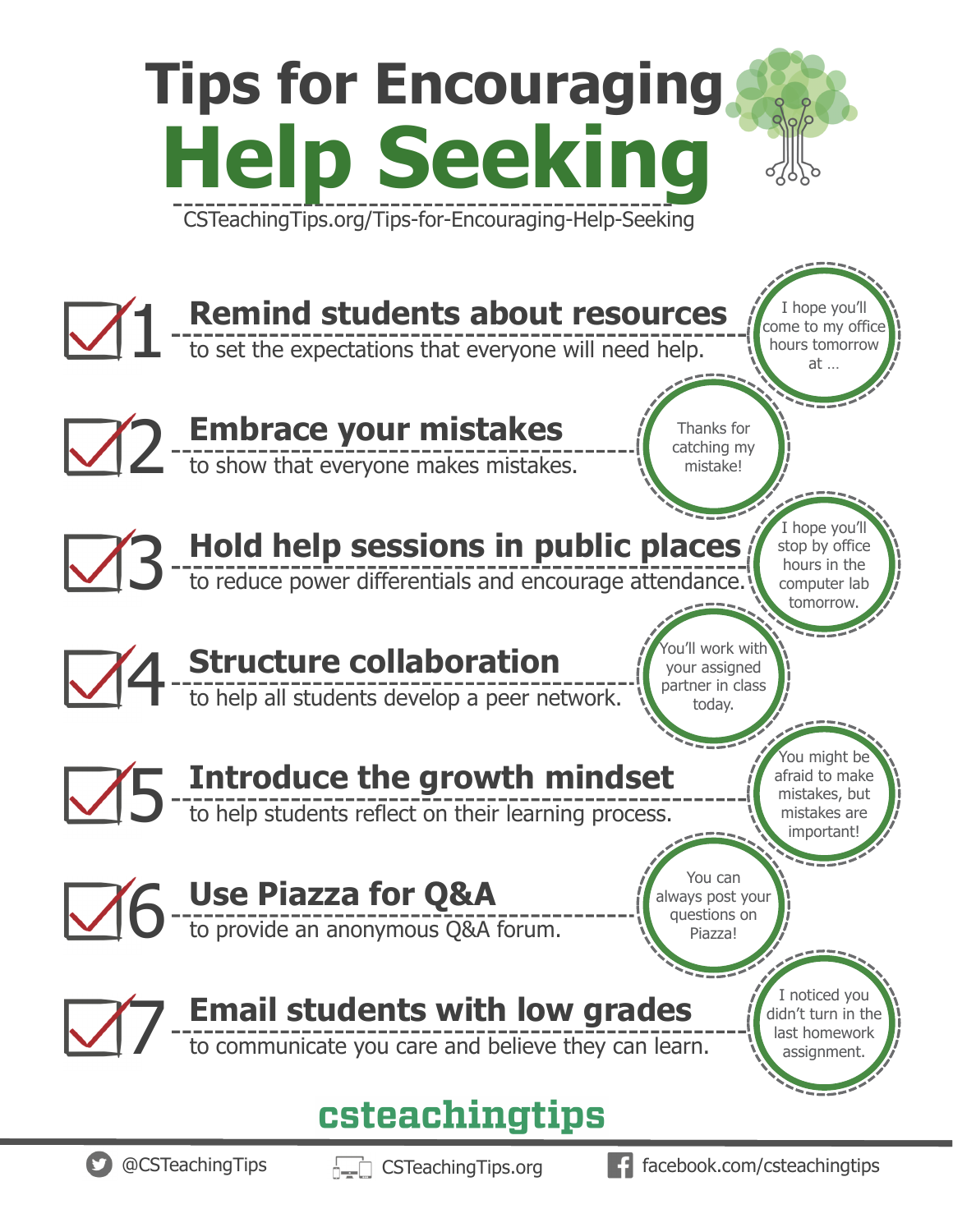# Tips for Encouraging Help Seeking

CSTeachingTips.org/Tips-for-Encouraging-Help-Seeking

## 1 Remind students about resources

to set the expectations that everyone will need help.

> I hope you'll come to my office hours tomorrow at …

## 2 Embrace your mistakes

to show that everyone makes mistakes.

> Thanks for catching my mistake!

## 3 Hold help sessions in public places

to reduce power differentials and encourage attendance.

> I hope you'll stop by office hours in the computer lab tomorrow.

## 4 Structure collaboration

to help all students develop a peer network.

> You'll work with your assigned partner in class today.

## 5 Introduce the growth mindset

to help students reflect on their learning process.

> You might be afraid to make mistakes, but mistakes are important!

## 6 Use Piazza for Q&A

to provide an anonymous Q&A forum.

> You can always post your questions on Piazza!

## 7 Email students with low grades

to communicate you care and believe they can learn.

> I noticed you didn't turn in the last homework assignment.

**csteachingtips**

@CSTeachingTips | CSTeachingTips.org | facebook.com/csteachingtips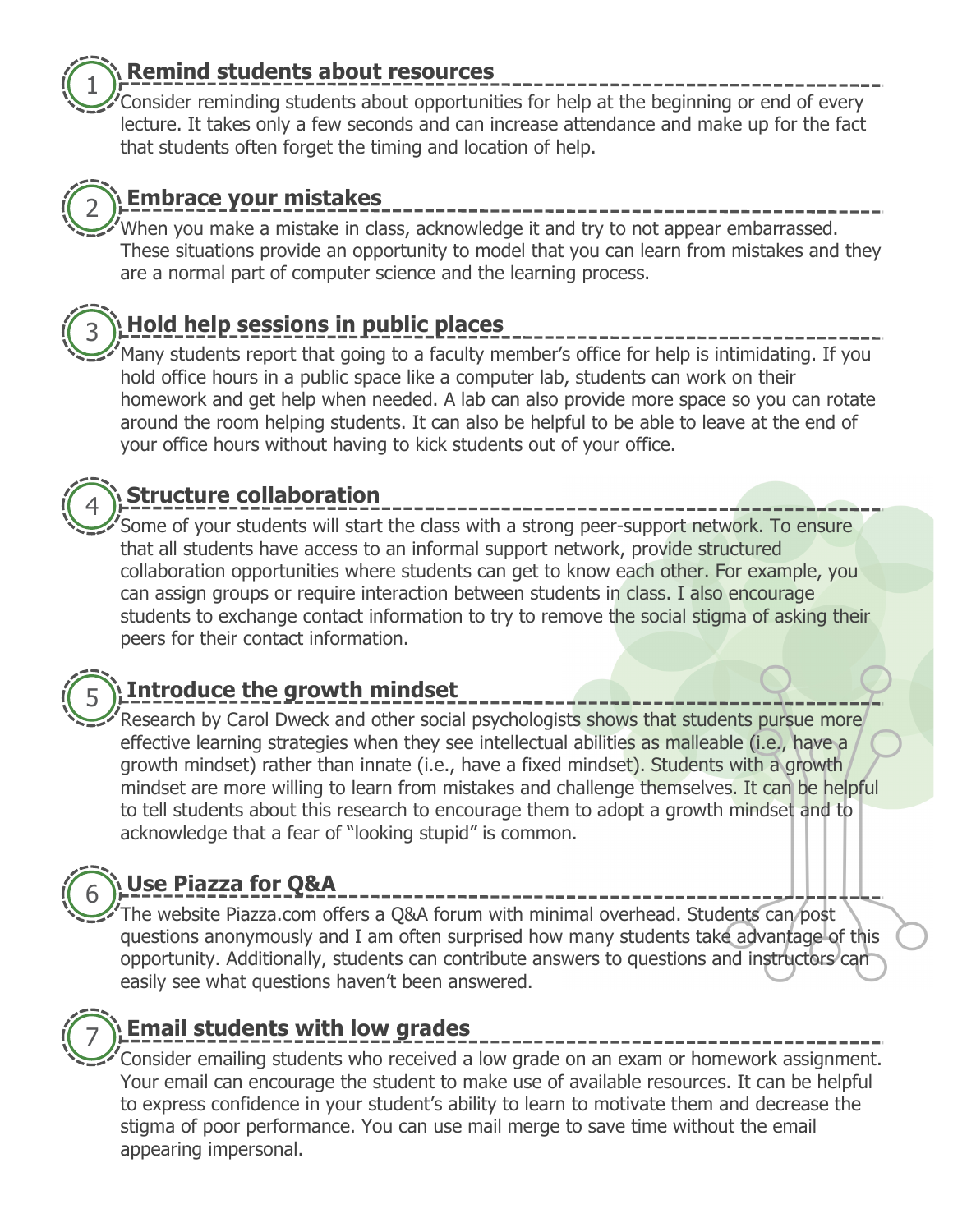## 1 Remind students about resources

Consider reminding students about opportunities for help at the beginning or end of every lecture. It takes only a few seconds and can increase attendance and make up for the fact that students often forget the timing and location of help.

## 2 Embrace your mistakes

When you make a mistake in class, acknowledge it and try to not appear embarrassed. These situations provide an opportunity to model that you can learn from mistakes and they are a normal part of computer science and the learning process.

## 3 Hold help sessions in public places

Many students report that going to a faculty member's office for help is intimidating. If you hold office hours in a public space like a computer lab, students can work on their homework and get help when needed. A lab can also provide more space so you can rotate around the room helping students. It can also be helpful to be able to leave at the end of your office hours without having to kick students out of your office.

## 4 Structure collaboration

Some of your students will start the class with a strong peer-support network. To ensure that all students have access to an informal support network, provide structured collaboration opportunities where students can get to know each other. For example, you can assign groups or require interaction between students in class. I also encourage students to exchange contact information to try to remove the social stigma of asking their peers for their contact information.

## 5 Introduce the growth mindset

Research by Carol Dweck and other social psychologists shows that students pursue more effective learning strategies when they see intellectual abilities as malleable (i.e., have a growth mindset) rather than innate (i.e., have a fixed mindset). Students with a growth mindset are more willing to learn from mistakes and challenge themselves. It can be helpful to tell students about this research to encourage them to adopt a growth mindset and to acknowledge that a fear of "looking stupid" is common.

## 6 Use Piazza for Q&A

The website Piazza.com offers a Q&A forum with minimal overhead. Students can post questions anonymously and I am often surprised how many students take advantage of this opportunity. Additionally, students can contribute answers to questions and instructors can easily see what questions haven't been answered.

## 7 Email students with low grades

Consider emailing students who received a low grade on an exam or homework assignment. Your email can encourage the student to make use of available resources. It can be helpful to express confidence in your student's ability to learn to motivate them and decrease the stigma of poor performance. You can use mail merge to save time without the email appearing impersonal.